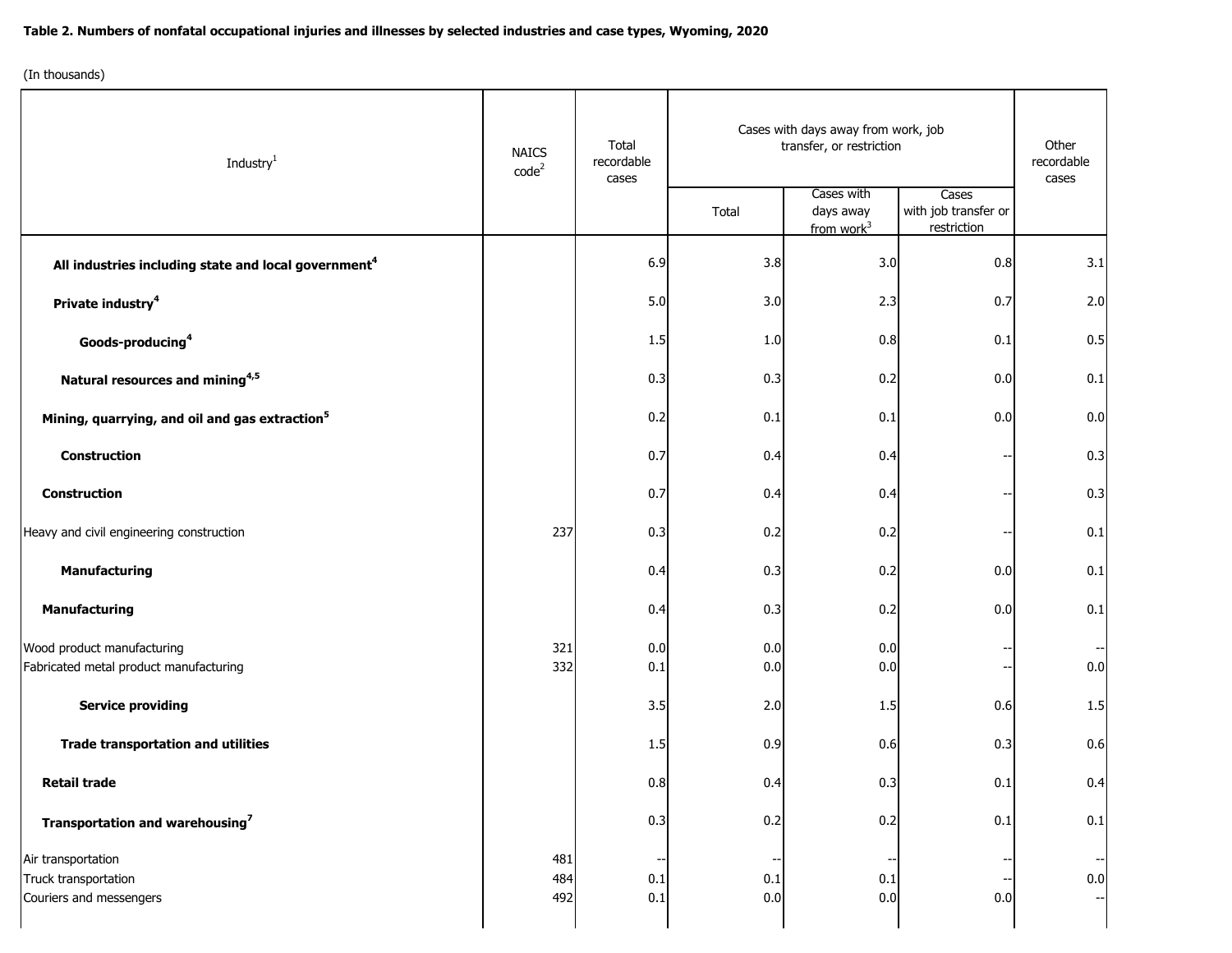**Table 2. Numbers of nonfatal occupational injuries and illnesses by selected industries and case types, Wyoming, 2020**

(In thousands)

| Industry[1] | NAICS code[2] | Total recordable cases | Cases with days away from work, job transfer, or restriction | | | Other recordable cases |
|---|---|---|---|---|---|---|
| | | | Total | Cases with days away from work[3] | Cases with job transfer or restriction | |
| **All industries including state and local government[4]** | | 6.9 | 3.8 | 3.0 | 0.8 | 3.1 |
| **Private industry[4]** | | 5.0 | 3.0 | 2.3 | 0.7 | 2.0 |
| **Goods-producing[4]** | | 1.5 | 1.0 | 0.8 | 0.1 | 0.5 |
| **Natural resources and mining[4,5]** | | 0.3 | 0.3 | 0.2 | 0.0 | 0.1 |
| **Mining, quarrying, and oil and gas extraction[5]** | | 0.2 | 0.1 | 0.1 | 0.0 | 0.0 |
| **Construction** | | 0.7 | 0.4 | 0.4 | -- | 0.3 |
| **Construction** | | 0.7 | 0.4 | 0.4 | -- | 0.3 |
| Heavy and civil engineering construction | 237 | 0.3 | 0.2 | 0.2 | -- | 0.1 |
| **Manufacturing** | | 0.4 | 0.3 | 0.2 | 0.0 | 0.1 |
| **Manufacturing** | | 0.4 | 0.3 | 0.2 | 0.0 | 0.1 |
| Wood product manufacturing | 321 | 0.0 | 0.0 | 0.0 | -- | -- |
| Fabricated metal product manufacturing | 332 | 0.1 | 0.0 | 0.0 | -- | 0.0 |
| **Service providing** | | 3.5 | 2.0 | 1.5 | 0.6 | 1.5 |
| **Trade transportation and utilities** | | 1.5 | 0.9 | 0.6 | 0.3 | 0.6 |
| **Retail trade** | | 0.8 | 0.4 | 0.3 | 0.1 | 0.4 |
| **Transportation and warehousing[7]** | | 0.3 | 0.2 | 0.2 | 0.1 | 0.1 |
| Air transportation | 481 | -- | -- | -- | -- | -- |
| Truck transportation | 484 | 0.1 | 0.1 | 0.1 | -- | 0.0 |
| Couriers and messengers | 492 | 0.1 | 0.0 | 0.0 | 0.0 | -- |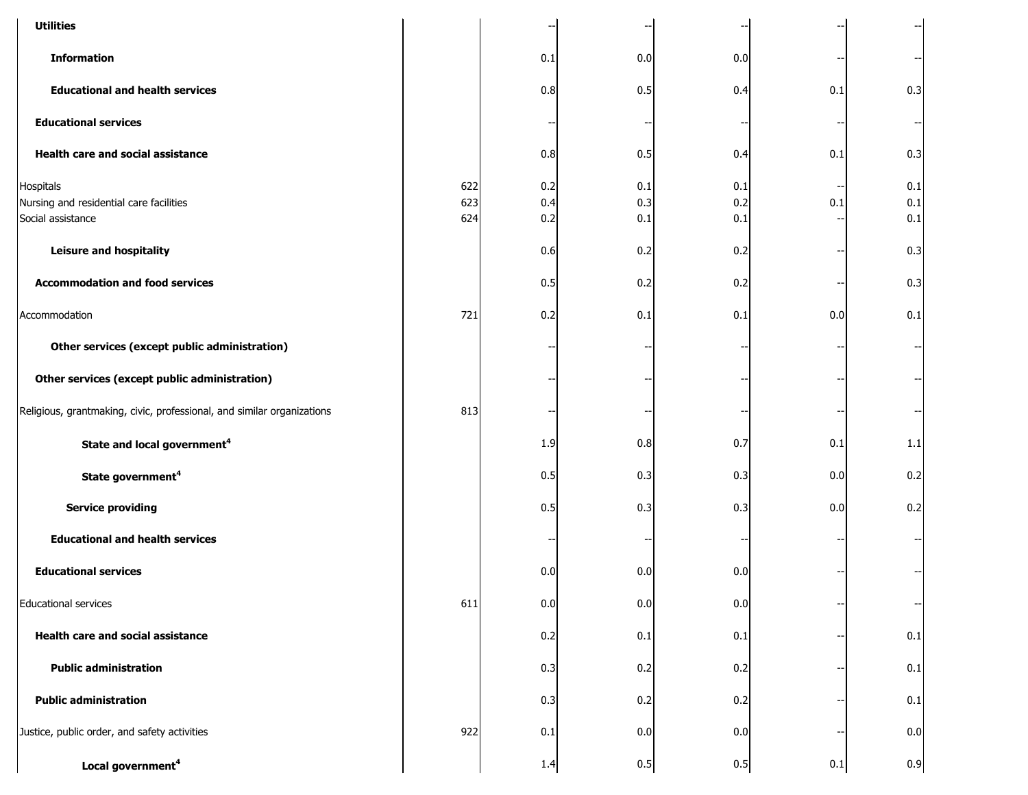| | | | | | | |
|---|---|---|---|---|---|---|
| **Utilities** | | -- | -- | -- | -- | -- |
| **Information** | | 0.1 | 0.0 | 0.0 | -- | -- |
| **Educational and health services** | | 0.8 | 0.5 | 0.4 | 0.1 | 0.3 |
| **Educational services** | | -- | -- | -- | -- | -- |
| **Health care and social assistance** | | 0.8 | 0.5 | 0.4 | 0.1 | 0.3 |
| Hospitals | 622 | 0.2 | 0.1 | 0.1 | -- | 0.1 |
| Nursing and residential care facilities | 623 | 0.4 | 0.3 | 0.2 | 0.1 | 0.1 |
| Social assistance | 624 | 0.2 | 0.1 | 0.1 | -- | 0.1 |
| **Leisure and hospitality** | | 0.6 | 0.2 | 0.2 | -- | 0.3 |
| **Accommodation and food services** | | 0.5 | 0.2 | 0.2 | -- | 0.3 |
| Accommodation | 721 | 0.2 | 0.1 | 0.1 | 0.0 | 0.1 |
| **Other services (except public administration)** | | -- | -- | -- | -- | -- |
| **Other services (except public administration)** | | -- | -- | -- | -- | -- |
| Religious, grantmaking, civic, professional, and similar organizations | 813 | -- | -- | -- | -- | -- |
| **State and local government[4]** | | 1.9 | 0.8 | 0.7 | 0.1 | 1.1 |
| **State government[4]** | | 0.5 | 0.3 | 0.3 | 0.0 | 0.2 |
| **Service providing** | | 0.5 | 0.3 | 0.3 | 0.0 | 0.2 |
| **Educational and health services** | | -- | -- | -- | -- | -- |
| **Educational services** | | 0.0 | 0.0 | 0.0 | -- | -- |
| Educational services | 611 | 0.0 | 0.0 | 0.0 | -- | -- |
| **Health care and social assistance** | | 0.2 | 0.1 | 0.1 | -- | 0.1 |
| **Public administration** | | 0.3 | 0.2 | 0.2 | -- | 0.1 |
| **Public administration** | | 0.3 | 0.2 | 0.2 | -- | 0.1 |
| Justice, public order, and safety activities | 922 | 0.1 | 0.0 | 0.0 | -- | 0.0 |
| **Local government[4]** | | 1.4 | 0.5 | 0.5 | 0.1 | 0.9 |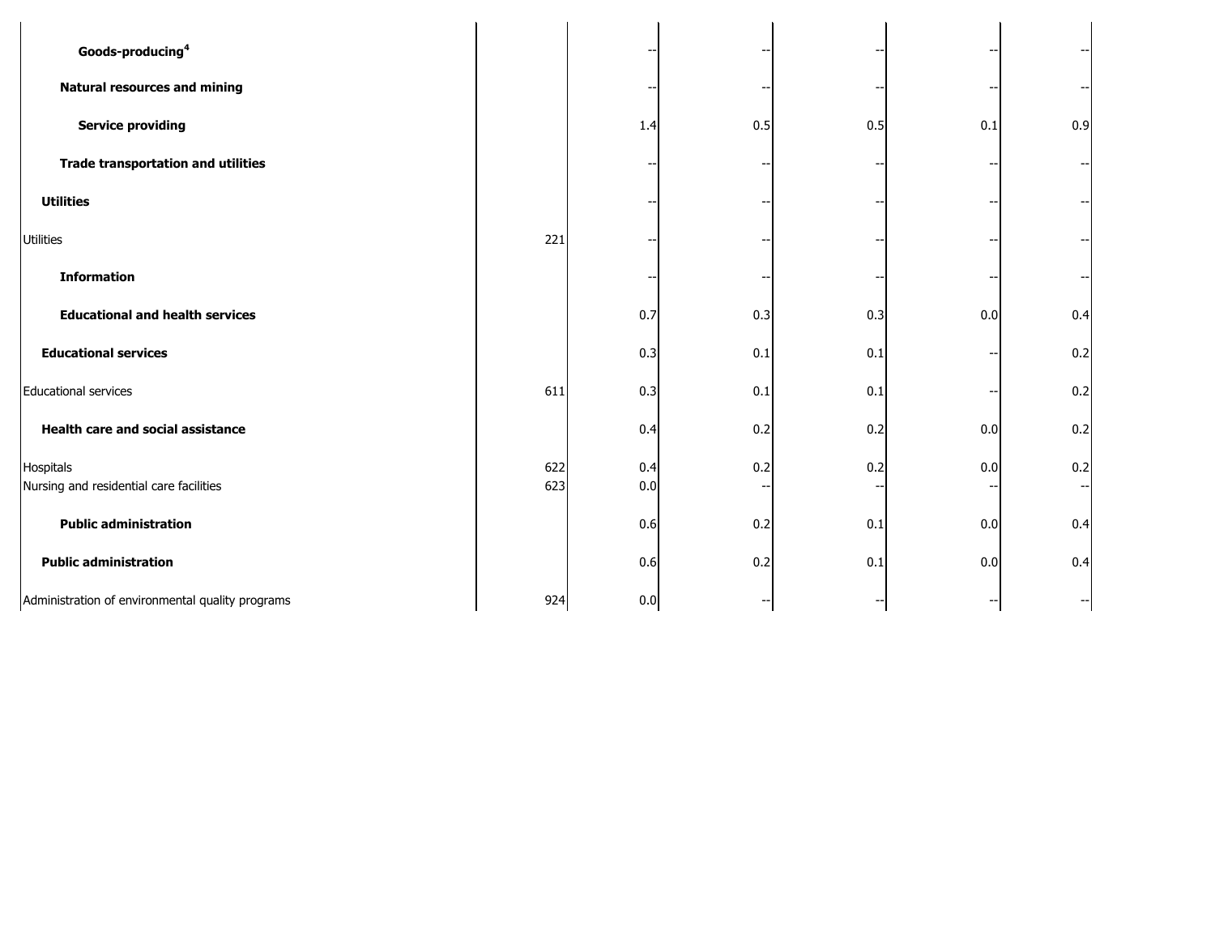| | | | | | | |
|---|---|---|---|---|---|---|
| **Goods-producing[4]** | | -- | -- | -- | -- | -- |
| **Natural resources and mining** | | -- | -- | -- | -- | -- |
| **Service providing** | | 1.4 | 0.5 | 0.5 | 0.1 | 0.9 |
| **Trade transportation and utilities** | | -- | -- | -- | -- | -- |
| **Utilities** | | -- | -- | -- | -- | -- |
| Utilities | 221 | -- | -- | -- | -- | -- |
| **Information** | | -- | -- | -- | -- | -- |
| **Educational and health services** | | 0.7 | 0.3 | 0.3 | 0.0 | 0.4 |
| **Educational services** | | 0.3 | 0.1 | 0.1 | -- | 0.2 |
| Educational services | 611 | 0.3 | 0.1 | 0.1 | -- | 0.2 |
| **Health care and social assistance** | | 0.4 | 0.2 | 0.2 | 0.0 | 0.2 |
| Hospitals | 622 | 0.4 | 0.2 | 0.2 | 0.0 | 0.2 |
| Nursing and residential care facilities | 623 | 0.0 | -- | -- | -- | -- |
| **Public administration** | | 0.6 | 0.2 | 0.1 | 0.0 | 0.4 |
| **Public administration** | | 0.6 | 0.2 | 0.1 | 0.0 | 0.4 |
| Administration of environmental quality programs | 924 | 0.0 | -- | -- | -- | -- |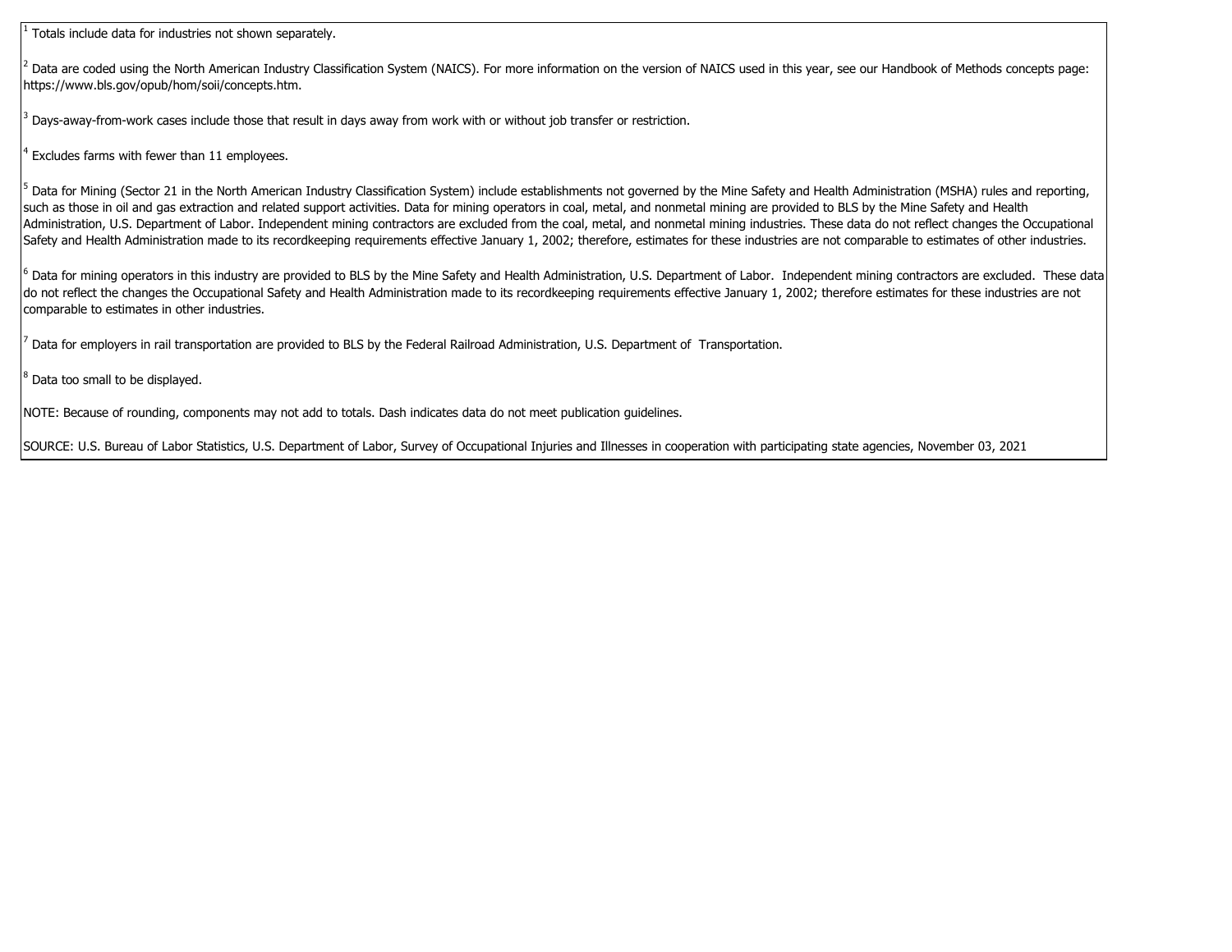[1] Totals include data for industries not shown separately.

[2] Data are coded using the North American Industry Classification System (NAICS). For more information on the version of NAICS used in this year, see our Handbook of Methods concepts page: https://www.bls.gov/opub/hom/soii/concepts.htm.

[3] Days-away-from-work cases include those that result in days away from work with or without job transfer or restriction.

[4] Excludes farms with fewer than 11 employees.

[5] Data for Mining (Sector 21 in the North American Industry Classification System) include establishments not governed by the Mine Safety and Health Administration (MSHA) rules and reporting, such as those in oil and gas extraction and related support activities. Data for mining operators in coal, metal, and nonmetal mining are provided to BLS by the Mine Safety and Health Administration, U.S. Department of Labor. Independent mining contractors are excluded from the coal, metal, and nonmetal mining industries. These data do not reflect changes the Occupational Safety and Health Administration made to its recordkeeping requirements effective January 1, 2002; therefore, estimates for these industries are not comparable to estimates of other industries.

[6] Data for mining operators in this industry are provided to BLS by the Mine Safety and Health Administration, U.S. Department of Labor. Independent mining contractors are excluded. These data do not reflect the changes the Occupational Safety and Health Administration made to its recordkeeping requirements effective January 1, 2002; therefore estimates for these industries are not comparable to estimates in other industries.

[7] Data for employers in rail transportation are provided to BLS by the Federal Railroad Administration, U.S. Department of Transportation.

[8] Data too small to be displayed.

NOTE: Because of rounding, components may not add to totals. Dash indicates data do not meet publication guidelines.

SOURCE: U.S. Bureau of Labor Statistics, U.S. Department of Labor, Survey of Occupational Injuries and Illnesses in cooperation with participating state agencies, November 03, 2021